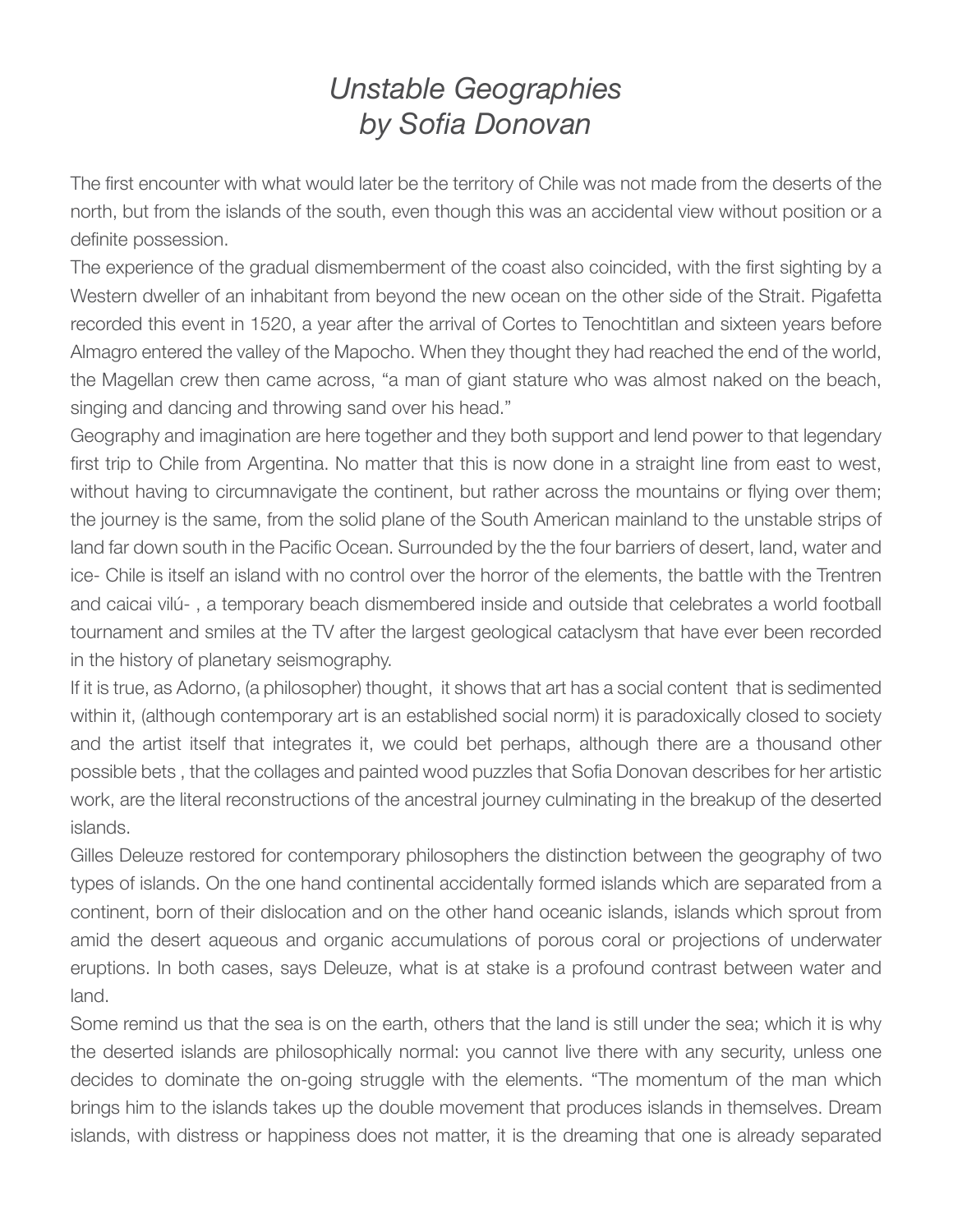# *Unstable Geographies by Sofia Donovan*

The first encounter with what would later be the territory of Chile was not made from the deserts of the north, but from the islands of the south, even though this was an accidental view without position or a definite possession.

The experience of the gradual dismemberment of the coast also coincided, with the first sighting by a Western dweller of an inhabitant from beyond the new ocean on the other side of the Strait. Pigafetta recorded this event in 1520, a year after the arrival of Cortes to Tenochtitlan and sixteen years before Almagro entered the valley of the Mapocho. When they thought they had reached the end of the world, the Magellan crew then came across, "a man of giant stature who was almost naked on the beach, singing and dancing and throwing sand over his head."

Geography and imagination are here together and they both support and lend power to that legendary first trip to Chile from Argentina. No matter that this is now done in a straight line from east to west, without having to circumnavigate the continent, but rather across the mountains or flying over them; the journey is the same, from the solid plane of the South American mainland to the unstable strips of land far down south in the Pacific Ocean. Surrounded by the the four barriers of desert, land, water and ice- Chile is itself an island with no control over the horror of the elements, the battle with the Trentren and caicai vilú- , a temporary beach dismembered inside and outside that celebrates a world football tournament and smiles at the TV after the largest geological cataclysm that have ever been recorded in the history of planetary seismography.

If it is true, as Adorno, (a philosopher) thought, it shows that art has a social content that is sedimented within it, (although contemporary art is an established social norm) it is paradoxically closed to society and the artist itself that integrates it, we could bet perhaps, although there are a thousand other possible bets , that the collages and painted wood puzzles that Sofia Donovan describes for her artistic work, are the literal reconstructions of the ancestral journey culminating in the breakup of the deserted islands.

Gilles Deleuze restored for contemporary philosophers the distinction between the geography of two types of islands. On the one hand continental accidentally formed islands which are separated from a continent, born of their dislocation and on the other hand oceanic islands, islands which sprout from amid the desert aqueous and organic accumulations of porous coral or projections of underwater eruptions. In both cases, says Deleuze, what is at stake is a profound contrast between water and land.

Some remind us that the sea is on the earth, others that the land is still under the sea; which it is why the deserted islands are philosophically normal: you cannot live there with any security, unless one decides to dominate the on-going struggle with the elements. "The momentum of the man which brings him to the islands takes up the double movement that produces islands in themselves. Dream islands, with distress or happiness does not matter, it is the dreaming that one is already separated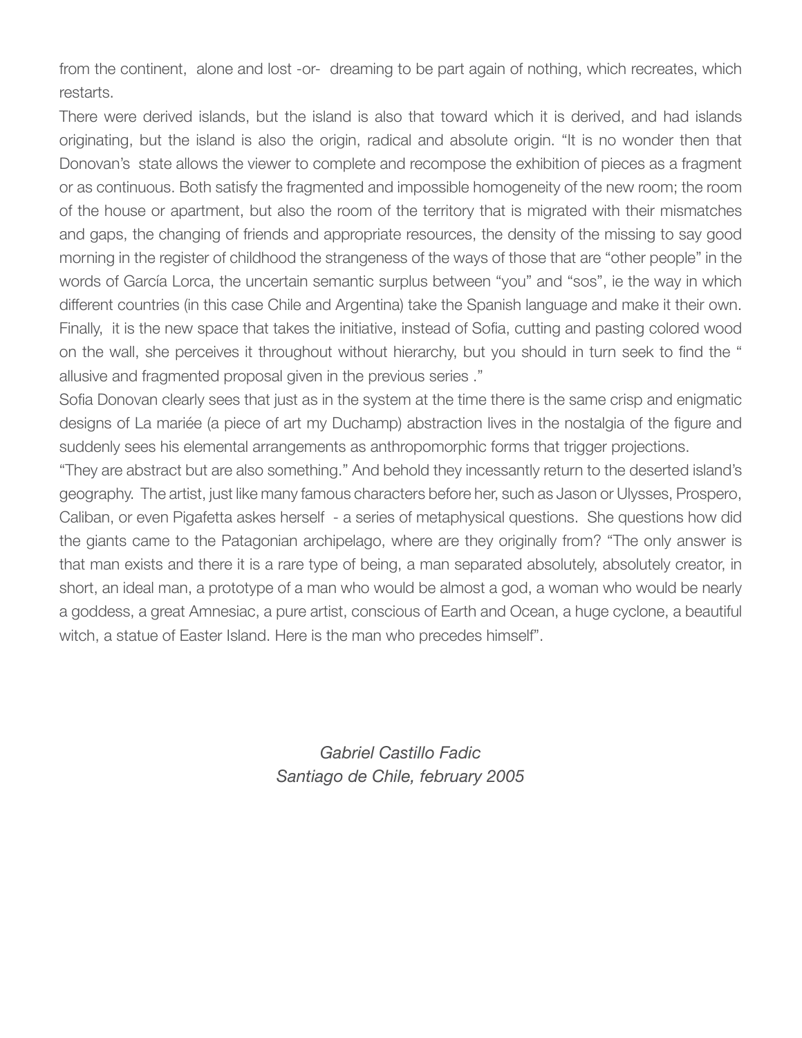from the continent, alone and lost -or- dreaming to be part again of nothing, which recreates, which restarts.

There were derived islands, but the island is also that toward which it is derived, and had islands originating, but the island is also the origin, radical and absolute origin. "It is no wonder then that Donovan's state allows the viewer to complete and recompose the exhibition of pieces as a fragment or as continuous. Both satisfy the fragmented and impossible homogeneity of the new room; the room of the house or apartment, but also the room of the territory that is migrated with their mismatches and gaps, the changing of friends and appropriate resources, the density of the missing to say good morning in the register of childhood the strangeness of the ways of those that are "other people" in the words of García Lorca, the uncertain semantic surplus between "you" and "sos", ie the way in which different countries (in this case Chile and Argentina) take the Spanish language and make it their own. Finally, it is the new space that takes the initiative, instead of Sofia, cutting and pasting colored wood on the wall, she perceives it throughout without hierarchy, but you should in turn seek to find the " allusive and fragmented proposal given in the previous series ."

Sofia Donovan clearly sees that just as in the system at the time there is the same crisp and enigmatic designs of La mariée (a piece of art my Duchamp) abstraction lives in the nostalgia of the figure and suddenly sees his elemental arrangements as anthropomorphic forms that trigger projections.

"They are abstract but are also something." And behold they incessantly return to the deserted island's geography. The artist, just like many famous characters before her, such as Jason or Ulysses, Prospero, Caliban, or even Pigafetta askes herself - a series of metaphysical questions. She questions how did the giants came to the Patagonian archipelago, where are they originally from? "The only answer is that man exists and there it is a rare type of being, a man separated absolutely, absolutely creator, in short, an ideal man, a prototype of a man who would be almost a god, a woman who would be nearly a goddess, a great Amnesiac, a pure artist, conscious of Earth and Ocean, a huge cyclone, a beautiful witch, a statue of Easter Island. Here is the man who precedes himself".

*Gabriel Castillo Fadic*
*Santiago de Chile, february 2005*